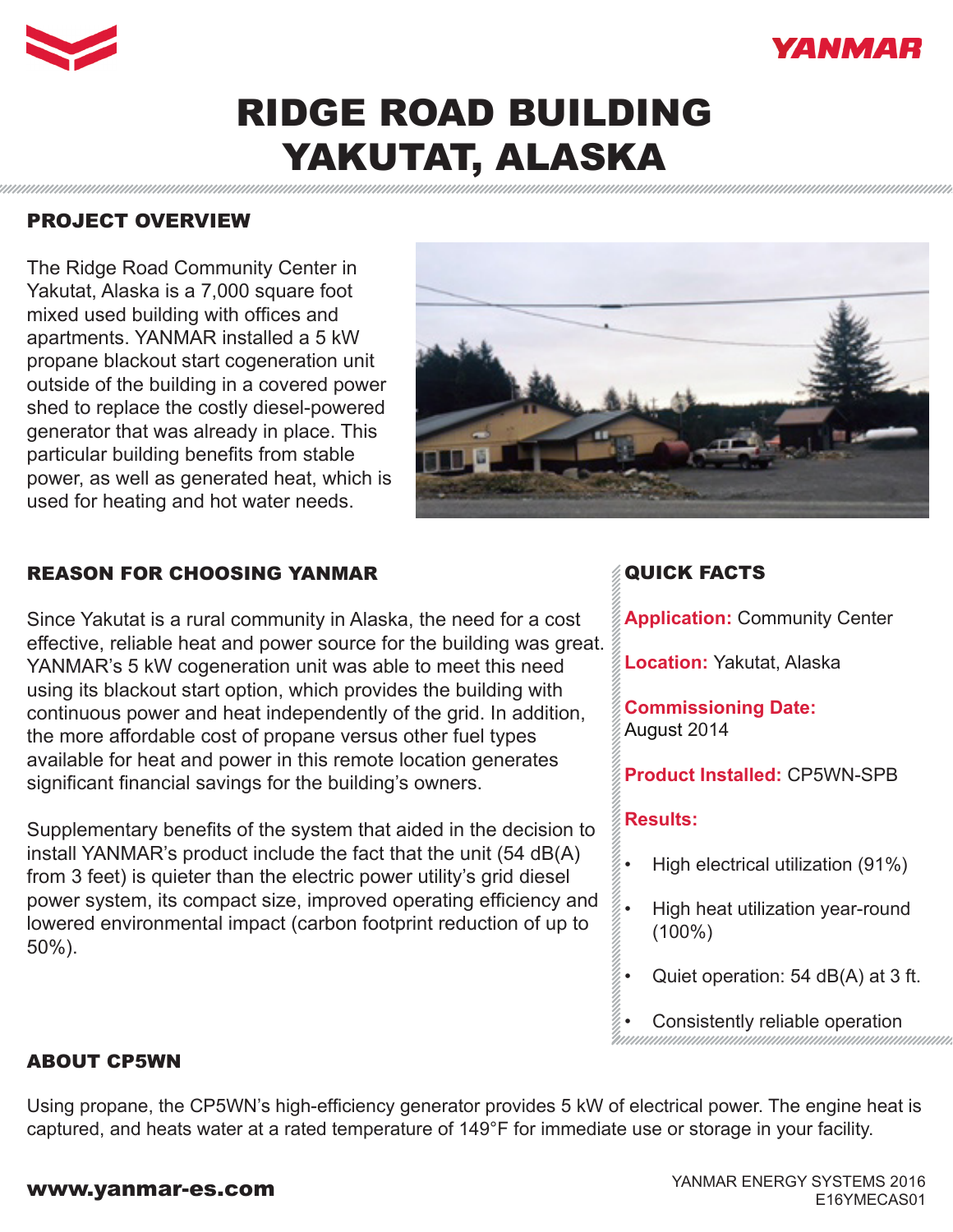YANMAR

# RIDGE ROAD BUILDING
# YAKUTAT, ALASKA

## PROJECT OVERVIEW

The Ridge Road Community Center in Yakutat, Alaska is a 7,000 square foot mixed used building with offices and apartments. YANMAR installed a 5 kW propane blackout start cogeneration unit outside of the building in a covered power shed to replace the costly diesel-powered generator that was already in place. This particular building benefits from stable power, as well as generated heat, which is used for heating and hot water needs.

## REASON FOR CHOOSING YANMAR

Since Yakutat is a rural community in Alaska, the need for a cost effective, reliable heat and power source for the building was great. YANMAR's 5 kW cogeneration unit was able to meet this need using its blackout start option, which provides the building with continuous power and heat independently of the grid. In addition, the more affordable cost of propane versus other fuel types available for heat and power in this remote location generates significant financial savings for the building's owners.

Supplementary benefits of the system that aided in the decision to install YANMAR's product include the fact that the unit (54 dB(A) from 3 feet) is quieter than the electric power utility's grid diesel power system, its compact size, improved operating efficiency and lowered environmental impact (carbon footprint reduction of up to 50%).

## QUICK FACTS

**Application:** Community Center

**Location:** Yakutat, Alaska

**Commissioning Date:**
August 2014

**Product Installed:** CP5WN-SPB

**Results:**

- High electrical utilization (91%)
- High heat utilization year-round (100%)
- Quiet operation: 54 dB(A) at 3 ft.
- Consistently reliable operation

## ABOUT CP5WN

Using propane, the CP5WN's high-efficiency generator provides 5 kW of electrical power. The engine heat is captured, and heats water at a rated temperature of 149°F for immediate use or storage in your facility.

**www.yanmar-es.com**

YANMAR ENERGY SYSTEMS 2016
E16YMECAS01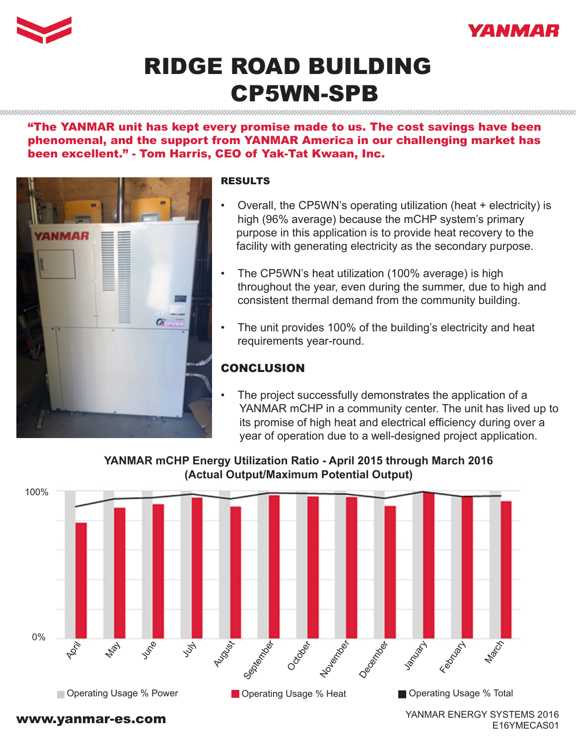# RIDGE ROAD BUILDING CP5WN-SPB

**"The YANMAR unit has kept every promise made to us. The cost savings have been phenomenal, and the support from YANMAR America in our challenging market has been excellent." - Tom Harris, CEO of Yak-Tat Kwaan, Inc.**

## RESULTS

- Overall, the CP5WN's operating utilization (heat + electricity) is high (96% average) because the mCHP system's primary purpose in this application is to provide heat recovery to the facility with generating electricity as the secondary purpose.
- The CP5WN's heat utilization (100% average) is high throughout the year, even during the summer, due to high and consistent thermal demand from the community building.
- The unit provides 100% of the building's electricity and heat requirements year-round.

## CONCLUSION

- The project successfully demonstrates the application of a YANMAR mCHP in a community center. The unit has lived up to its promise of high heat and electrical efficiency during over a year of operation due to a well-designed project application.

**YANMAR mCHP Energy Utilization Ratio - April 2015 through March 2016**
**(Actual Output/Maximum Potential Output)**

100%
0%
April
May
June
July
August
September
October
November
December
January
February
March

Operating Usage % Power
Operating Usage % Heat
Operating Usage % Total

www.yanmar-es.com

YANMAR ENERGY SYSTEMS 2016
E16YMECAS01